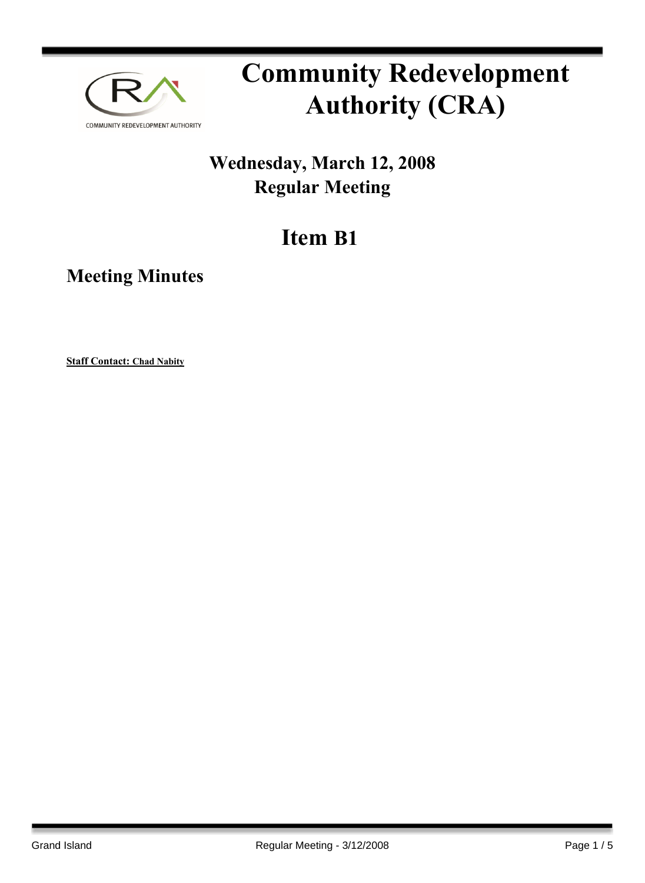# Community Redevelopment Authority (CRA)

## Wednesday, March 12, 2008
## Regular Meeting

# Item B1

## Meeting Minutes

**Staff Contact: Chad Nabity**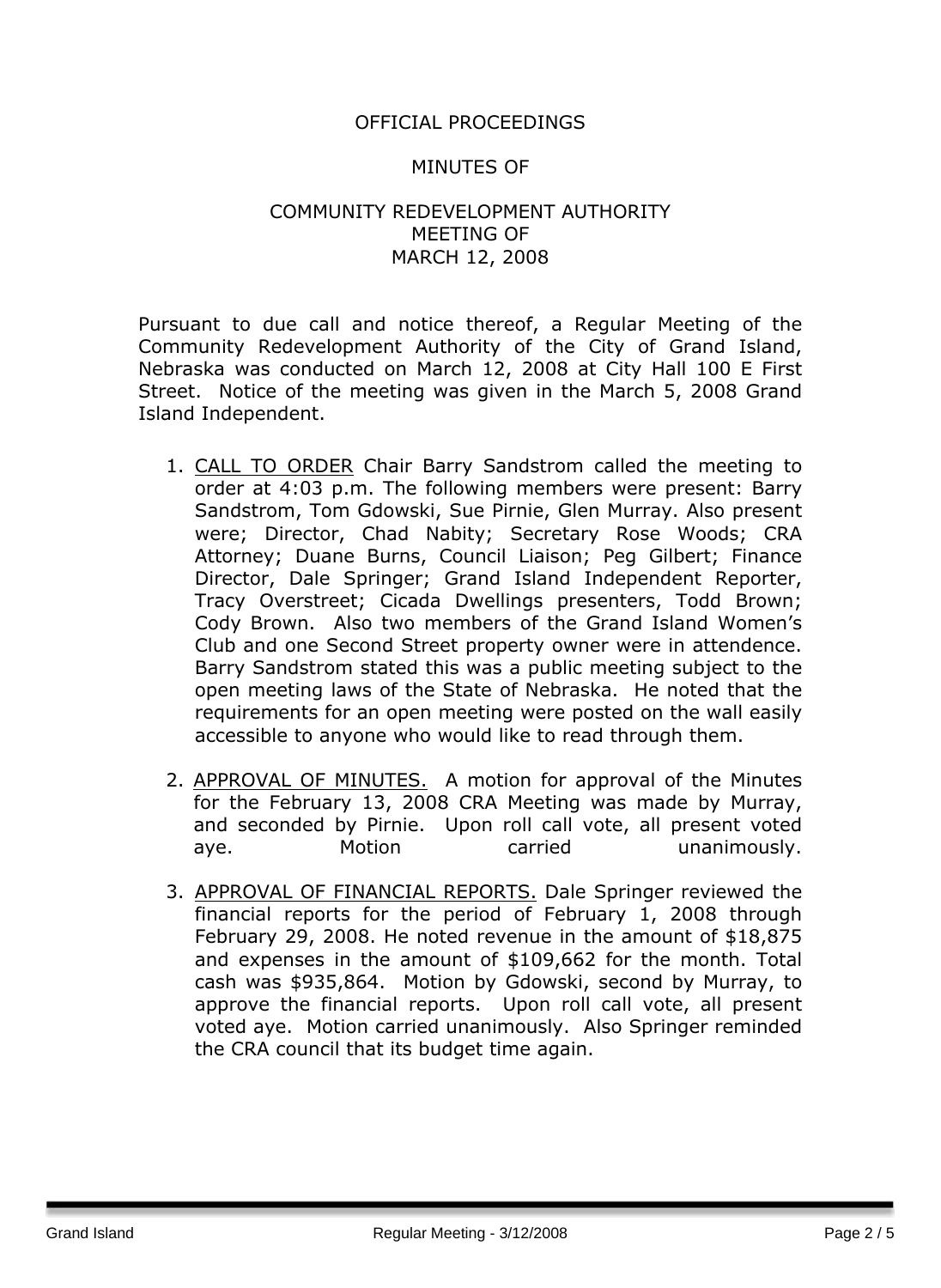OFFICIAL PROCEEDINGS

MINUTES OF

COMMUNITY REDEVELOPMENT AUTHORITY
MEETING OF
MARCH 12, 2008

Pursuant to due call and notice thereof, a Regular Meeting of the Community Redevelopment Authority of the City of Grand Island, Nebraska was conducted on March 12, 2008 at City Hall 100 E First Street. Notice of the meeting was given in the March 5, 2008 Grand Island Independent.

1. CALL TO ORDER Chair Barry Sandstrom called the meeting to order at 4:03 p.m. The following members were present: Barry Sandstrom, Tom Gdowski, Sue Pirnie, Glen Murray. Also present were; Director, Chad Nabity; Secretary Rose Woods; CRA Attorney; Duane Burns, Council Liaison; Peg Gilbert; Finance Director, Dale Springer; Grand Island Independent Reporter, Tracy Overstreet; Cicada Dwellings presenters, Todd Brown; Cody Brown. Also two members of the Grand Island Women's Club and one Second Street property owner were in attendence. Barry Sandstrom stated this was a public meeting subject to the open meeting laws of the State of Nebraska. He noted that the requirements for an open meeting were posted on the wall easily accessible to anyone who would like to read through them.

2. APPROVAL OF MINUTES. A motion for approval of the Minutes for the February 13, 2008 CRA Meeting was made by Murray, and seconded by Pirnie. Upon roll call vote, all present voted aye. Motion carried unanimously.

3. APPROVAL OF FINANCIAL REPORTS. Dale Springer reviewed the financial reports for the period of February 1, 2008 through February 29, 2008. He noted revenue in the amount of $18,875 and expenses in the amount of $109,662 for the month. Total cash was $935,864. Motion by Gdowski, second by Murray, to approve the financial reports. Upon roll call vote, all present voted aye. Motion carried unanimously. Also Springer reminded the CRA council that its budget time again.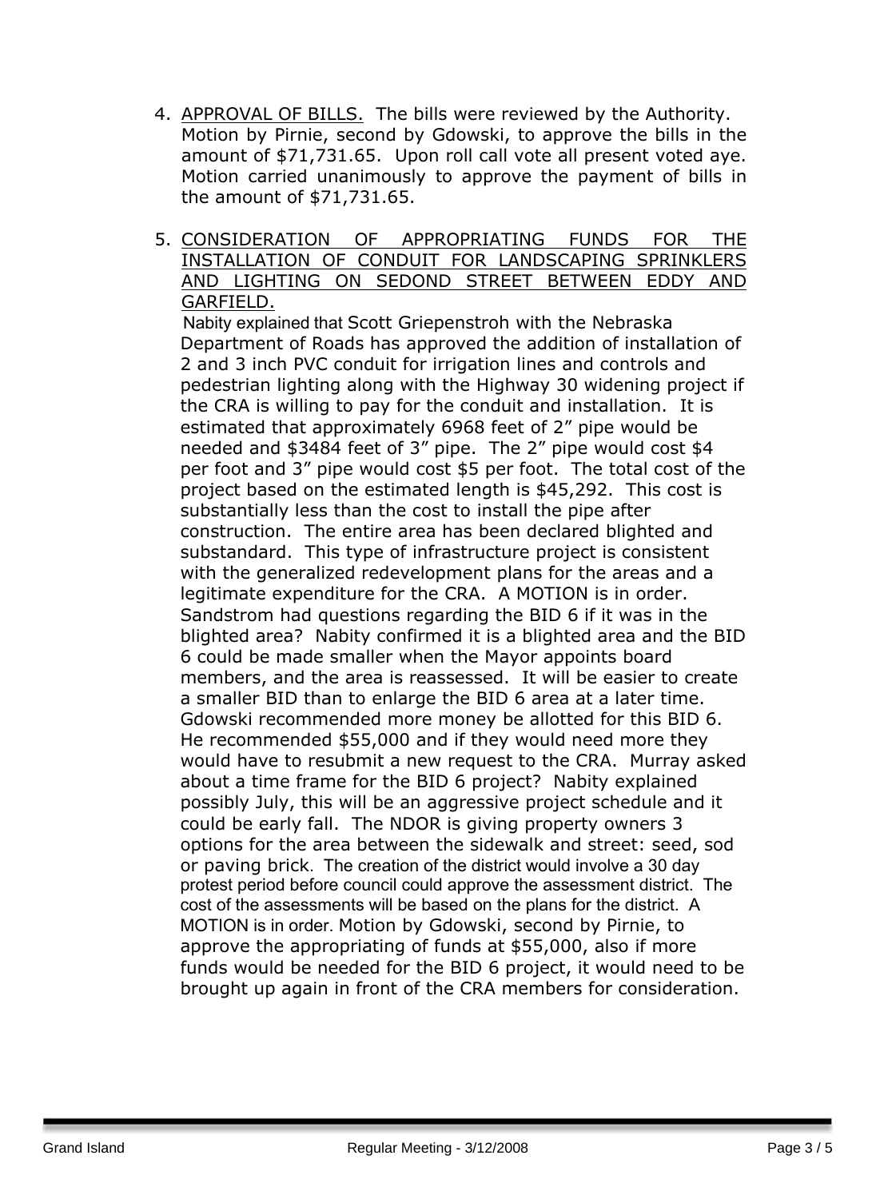4. <u>APPROVAL OF BILLS.</u> The bills were reviewed by the Authority. Motion by Pirnie, second by Gdowski, to approve the bills in the amount of $71,731.65. Upon roll call vote all present voted aye. Motion carried unanimously to approve the payment of bills in the amount of $71,731.65.

5. <u>CONSIDERATION OF APPROPRIATING FUNDS FOR THE INSTALLATION OF CONDUIT FOR LANDSCAPING SPRINKLERS AND LIGHTING ON SEDOND STREET BETWEEN EDDY AND GARFIELD.</u>
   Nabity explained that Scott Griepenstroh with the Nebraska Department of Roads has approved the addition of installation of 2 and 3 inch PVC conduit for irrigation lines and controls and pedestrian lighting along with the Highway 30 widening project if the CRA is willing to pay for the conduit and installation. It is estimated that approximately 6968 feet of 2" pipe would be needed and $3484 feet of 3" pipe. The 2" pipe would cost $4 per foot and 3" pipe would cost $5 per foot. The total cost of the project based on the estimated length is $45,292. This cost is substantially less than the cost to install the pipe after construction. The entire area has been declared blighted and substandard. This type of infrastructure project is consistent with the generalized redevelopment plans for the areas and a legitimate expenditure for the CRA. A MOTION is in order. Sandstrom had questions regarding the BID 6 if it was in the blighted area? Nabity confirmed it is a blighted area and the BID 6 could be made smaller when the Mayor appoints board members, and the area is reassessed. It will be easier to create a smaller BID than to enlarge the BID 6 area at a later time. Gdowski recommended more money be allotted for this BID 6. He recommended $55,000 and if they would need more they would have to resubmit a new request to the CRA. Murray asked about a time frame for the BID 6 project? Nabity explained possibly July, this will be an aggressive project schedule and it could be early fall. The NDOR is giving property owners 3 options for the area between the sidewalk and street: seed, sod or paving brick. The creation of the district would involve a 30 day protest period before council could approve the assessment district. The cost of the assessments will be based on the plans for the district. A MOTION is in order. Motion by Gdowski, second by Pirnie, to approve the appropriating of funds at $55,000, also if more funds would be needed for the BID 6 project, it would need to be brought up again in front of the CRA members for consideration.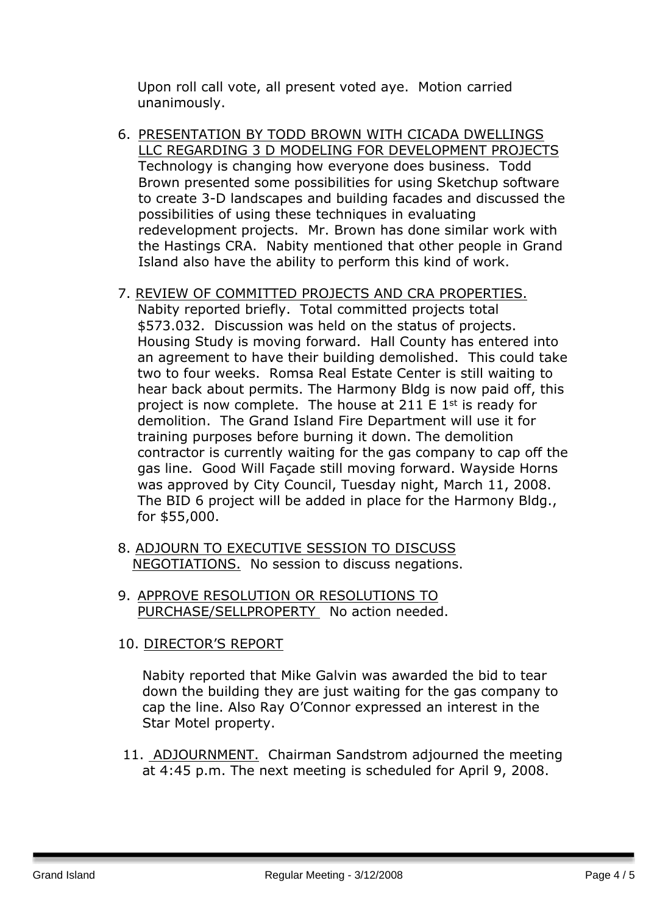Upon roll call vote, all present voted aye. Motion carried unanimously.

6. PRESENTATION BY TODD BROWN WITH CICADA DWELLINGS LLC REGARDING 3 D MODELING FOR DEVELOPMENT PROJECTS Technology is changing how everyone does business. Todd Brown presented some possibilities for using Sketchup software to create 3-D landscapes and building facades and discussed the possibilities of using these techniques in evaluating redevelopment projects. Mr. Brown has done similar work with the Hastings CRA. Nabity mentioned that other people in Grand Island also have the ability to perform this kind of work.

7. REVIEW OF COMMITTED PROJECTS AND CRA PROPERTIES. Nabity reported briefly. Total committed projects total $573.032. Discussion was held on the status of projects. Housing Study is moving forward. Hall County has entered into an agreement to have their building demolished. This could take two to four weeks. Romsa Real Estate Center is still waiting to hear back about permits. The Harmony Bldg is now paid off, this project is now complete. The house at 211 E 1st is ready for demolition. The Grand Island Fire Department will use it for training purposes before burning it down. The demolition contractor is currently waiting for the gas company to cap off the gas line. Good Will Façade still moving forward. Wayside Horns was approved by City Council, Tuesday night, March 11, 2008. The BID 6 project will be added in place for the Harmony Bldg., for $55,000.

8. ADJOURN TO EXECUTIVE SESSION TO DISCUSS NEGOTIATIONS. No session to discuss negations.

9. APPROVE RESOLUTION OR RESOLUTIONS TO PURCHASE/SELLPROPERTY No action needed.

10. DIRECTOR'S REPORT

Nabity reported that Mike Galvin was awarded the bid to tear down the building they are just waiting for the gas company to cap the line. Also Ray O'Connor expressed an interest in the Star Motel property.

11. ADJOURNMENT. Chairman Sandstrom adjourned the meeting at 4:45 p.m. The next meeting is scheduled for April 9, 2008.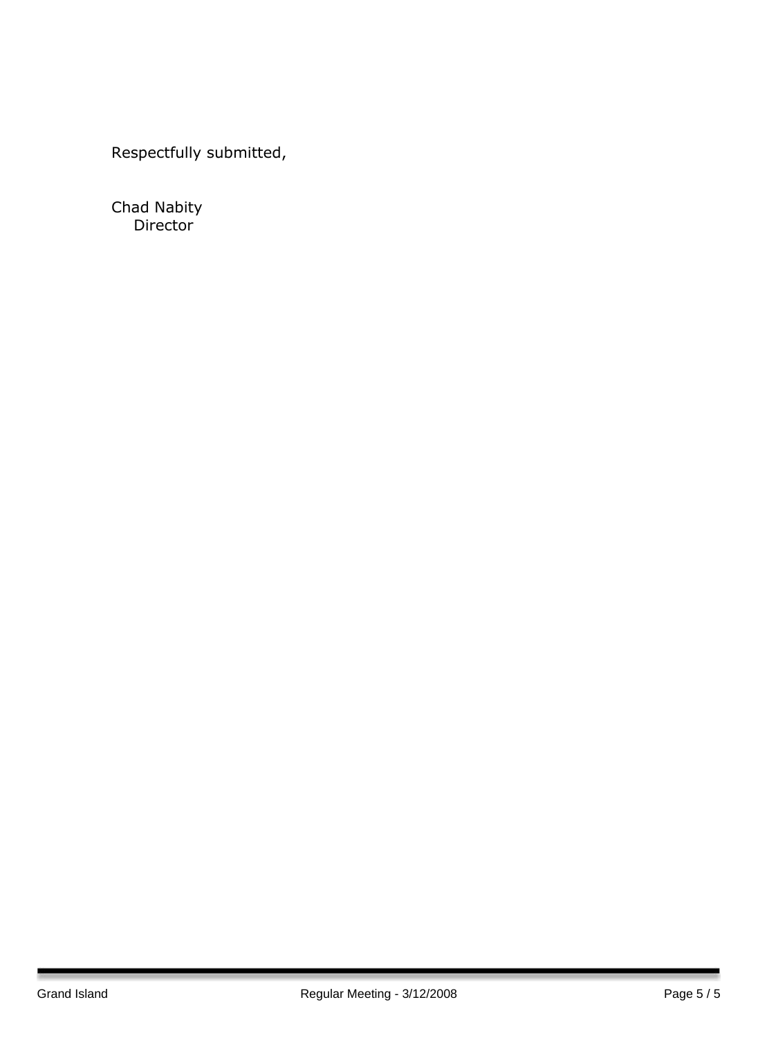Respectfully submitted,

Chad Nabity
Director